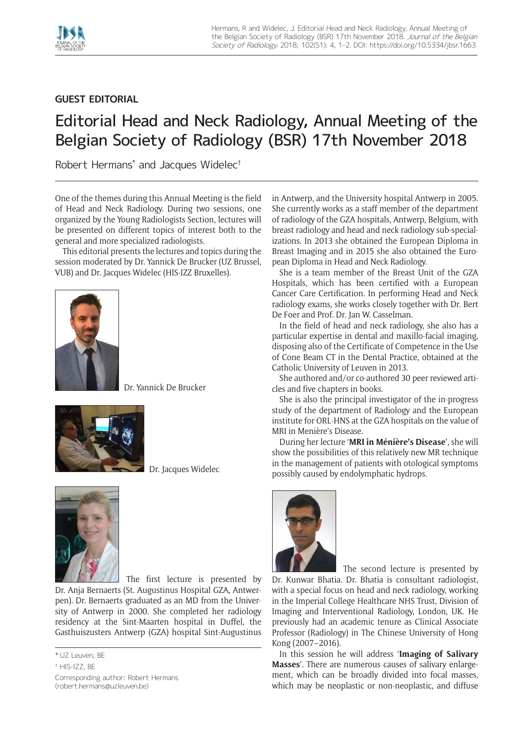GUEST EDITORIAL

# Editorial Head and Neck Radiology, Annual Meeting of the Belgian Society of Radiology (BSR) 17th November 2018

Robert Hermans* and Jacques Widelec†

One of the themes during this Annual Meeting is the field of Head and Neck Radiology. During two sessions, one organized by the Young Radiologists Section, lectures will be presented on different topics of interest both to the general and more specialized radiologists.

This editorial presents the lectures and topics during the session moderated by Dr. Yannick De Brucker (UZ Brussel, VUB) and Dr. Jacques Widelec (HIS-IZZ Bruxelles).

Dr. Yannick De Brucker

Dr. Jacques Widelec

The first lecture is presented by Dr. Anja Bernaerts (St. Augustinus Hospital GZA, Antwerpen). Dr. Bernaerts graduated as an MD from the University of Antwerp in 2000. She completed her radiology residency at the Sint-Maarten hospital in Duffel, the Gasthuiszusters Antwerp (GZA) hospital Sint-Augustinus in Antwerp, and the University hospital Antwerp in 2005. She currently works as a staff member of the department of radiology of the GZA hospitals, Antwerp, Belgium, with breast radiology and head and neck radiology sub-specializations. In 2013 she obtained the European Diploma in Breast Imaging and in 2015 she also obtained the European Diploma in Head and Neck Radiology.

She is a team member of the Breast Unit of the GZA Hospitals, which has been certified with a European Cancer Care Certification. In performing Head and Neck radiology exams, she works closely together with Dr. Bert De Foer and Prof. Dr. Jan W. Casselman.

In the field of head and neck radiology, she also has a particular expertise in dental and maxillo-facial imaging, disposing also of the Certificate of Competence in the Use of Cone Beam CT in the Dental Practice, obtained at the Catholic University of Leuven in 2013.

She authored and/or co-authored 30 peer reviewed articles and five chapters in books.

She is also the principal investigator of the in-progress study of the department of Radiology and the European institute for ORL-HNS at the GZA hospitals on the value of MRI in Menière's Disease.

During her lecture '**MRI in Ménière's Disease**', she will show the possibilities of this relatively new MR technique in the management of patients with otological symptoms possibly caused by endolymphatic hydrops.

The second lecture is presented by Dr. Kunwar Bhatia. Dr. Bhatia is consultant radiologist, with a special focus on head and neck radiology, working in the Imperial College Healthcare NHS Trust, Division of Imaging and Interventional Radiology, London, UK. He previously had an academic tenure as Clinical Associate Professor (Radiology) in The Chinese University of Hong Kong (2007–2016).

In this session he will address '**Imaging of Salivary Masses**'. There are numerous causes of salivary enlargement, which can be broadly divided into focal masses, which may be neoplastic or non-neoplastic, and diffuse

* UZ Leuven, BE

† HIS-IZZ, BE

Corresponding author: Robert Hermans (robert.hermans@uzleuven.be)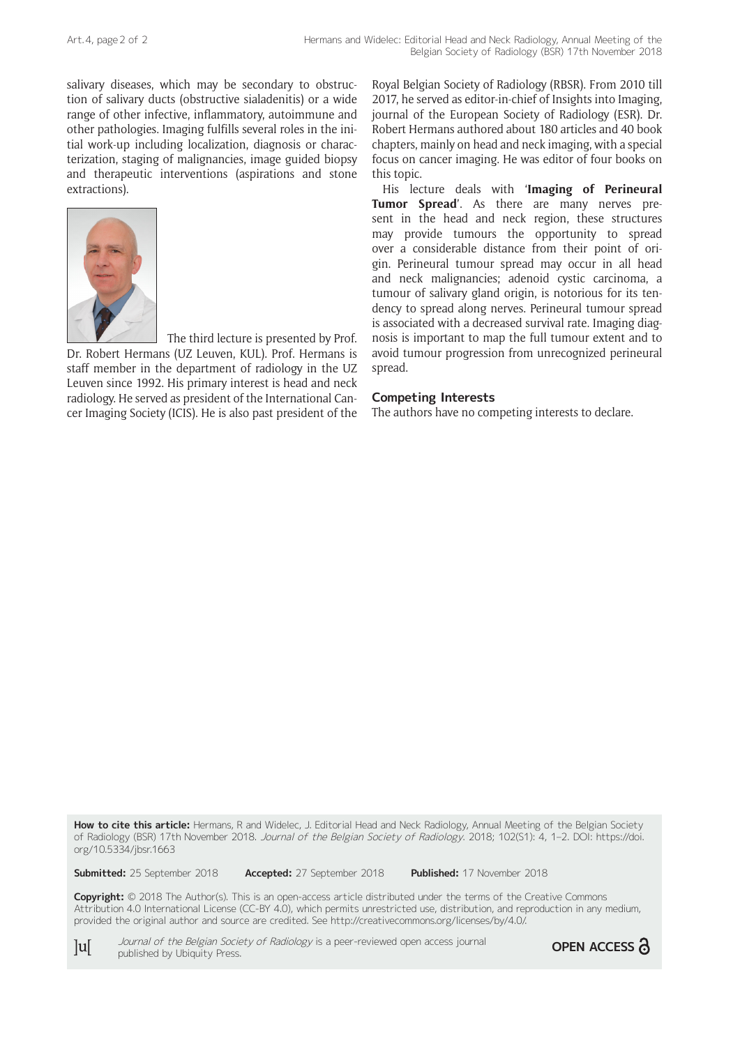salivary diseases, which may be secondary to obstruction of salivary ducts (obstructive sialadenitis) or a wide range of other infective, inflammatory, autoimmune and other pathologies. Imaging fulfills several roles in the initial work-up including localization, diagnosis or characterization, staging of malignancies, image guided biopsy and therapeutic interventions (aspirations and stone extractions).

The third lecture is presented by Prof. Dr. Robert Hermans (UZ Leuven, KUL). Prof. Hermans is staff member in the department of radiology in the UZ Leuven since 1992. His primary interest is head and neck radiology. He served as president of the International Cancer Imaging Society (ICIS). He is also past president of the Royal Belgian Society of Radiology (RBSR). From 2010 till 2017, he served as editor-in-chief of Insights into Imaging, journal of the European Society of Radiology (ESR). Dr. Robert Hermans authored about 180 articles and 40 book chapters, mainly on head and neck imaging, with a special focus on cancer imaging. He was editor of four books on this topic.

His lecture deals with '**Imaging of Perineural Tumor Spread**'. As there are many nerves present in the head and neck region, these structures may provide tumours the opportunity to spread over a considerable distance from their point of origin. Perineural tumour spread may occur in all head and neck malignancies; adenoid cystic carcinoma, a tumour of salivary gland origin, is notorious for its tendency to spread along nerves. Perineural tumour spread is associated with a decreased survival rate. Imaging diagnosis is important to map the full tumour extent and to avoid tumour progression from unrecognized perineural spread.

## Competing Interests

The authors have no competing interests to declare.

**How to cite this article:** Hermans, R and Widelec, J. Editorial Head and Neck Radiology, Annual Meeting of the Belgian Society of Radiology (BSR) 17th November 2018. *Journal of the Belgian Society of Radiology.* 2018; 102(S1): 4, 1–2. DOI: https://doi.org/10.5334/jbsr.1663

**Submitted:** 25 September 2018 **Accepted:** 27 September 2018 **Published:** 17 November 2018

**Copyright:** © 2018 The Author(s). This is an open-access article distributed under the terms of the Creative Commons Attribution 4.0 International License (CC-BY 4.0), which permits unrestricted use, distribution, and reproduction in any medium, provided the original author and source are credited. See http://creativecommons.org/licenses/by/4.0/.

*Journal of the Belgian Society of Radiology* is a peer-reviewed open access journal published by Ubiquity Press.

OPEN ACCESS